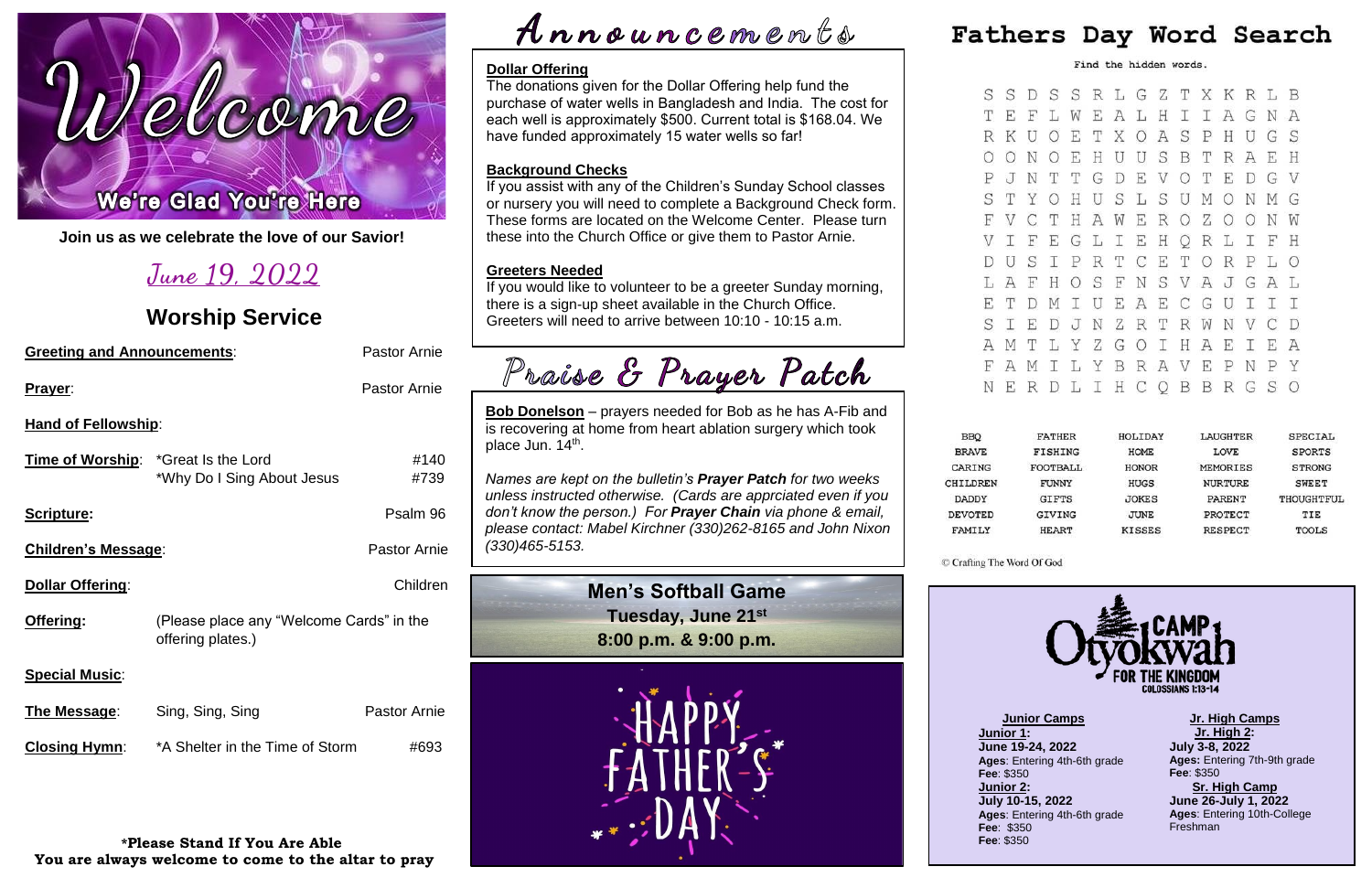# Welcome

**We're Glad You're Here**

**Join us as we celebrate the love of our Savior!**

*June 19, 2022*

## Worship Service

**Greeting and Announcements**: Pastor Arnie

**Prayer**: Pastor Arnie

**Hand of Fellowship**:

**Time of Worship**: *Great Is the Lord #140
*Why Do I Sing About Jesus #739

**Scripture:** Psalm 96

**Children's Message**: Pastor Arnie

**Dollar Offering**: Children

**Offering:** (Please place any "Welcome Cards" in the offering plates.)

**Special Music**:

**The Message**: Sing, Sing, Sing Pastor Arnie

**Closing Hymn**: *A Shelter in the Time of Storm #693

**\*Please Stand If You Are Able**
**You are always welcome to come to the altar to pray**

# Announcements

**Dollar Offering**
The donations given for the Dollar Offering help fund the purchase of water wells in Bangladesh and India. The cost for each well is approximately $500. Current total is $168.04. We have funded approximately 15 water wells so far!

**Background Checks**
If you assist with any of the Children's Sunday School classes or nursery you will need to complete a Background Check form. These forms are located on the Welcome Center. Please turn these into the Church Office or give them to Pastor Arnie.

**Greeters Needed**
If you would like to volunteer to be a greeter Sunday morning, there is a sign-up sheet available in the Church Office. Greeters will need to arrive between 10:10 - 10:15 a.m.

# Praise & Prayer Patch

**Bob Donelson** – prayers needed for Bob as he has A-Fib and is recovering at home from heart ablation surgery which took place Jun. 14th.

*Names are kept on the bulletin's **Prayer Patch** for two weeks unless instructed otherwise. (Cards are appreciated even if you don't know the person.) For **Prayer Chain** via phone & email, please contact: Mabel Kirchner (330)262-8165 and John Nixon (330)465-5153.*

**Men's Softball Game**
**Tuesday, June 21st**
**8:00 p.m. & 9:00 p.m.**

HAPPY FATHER'S DAY

# Fathers Day Word Search

Find the hidden words.

```
S S D S S R L G Z T X K R L B
T E F L W E A L H I I A G N A
R K U O E T X O A S P H U G S
O O N O E H U U S B T R A E H
P J N T T G D E V O T E D G V
S T Y O H U S L S U M O N M G
F V C T H A W E R O Z O O N W
V I F E G L I E H Q R L I F H
D U S I P R T C E T O R P L O
L A F H O S F N S V A J G A L
E T D M I U E A E C G U I I I
S I E D J N Z R T R W N V C D
A M T L Y Z G O I H A E I E A
F A M I L Y B R A V E P N P Y
N E R D L I H C Q B B R G S O
```

| | | | | |
|---|---|---|---|---|
| BBQ | FATHER | HOLIDAY | LAUGHTER | SPECIAL |
| BRAVE | FISHING | HOME | LOVE | SPORTS |
| CARING | FOOTBALL | HONOR | MEMORIES | STRONG |
| CHILDREN | FUNNY | HUGS | NURTURE | SWEET |
| DADDY | GIFTS | JOKES | PARENT | THOUGHTFUL |
| DEVOTED | GIVING | JUNE | PROTECT | TIE |
| FAMILY | HEART | KISSES | RESPECT | TOOLS |

© Crafting The Word Of God

**CAMP Otyokwah**
**FOR THE KINGDOM**
**COLOSSIANS 1:13-14**

**Junior Camps**
**Junior 1:**
**June 19-24, 2022**
**Ages**: Entering 4th-6th grade
**Fee**: $350
**Junior 2:**
**July 10-15, 2022**
**Ages**: Entering 4th-6th grade
**Fee**: $350
**Fee**: $350

**Jr. High Camps**
**Jr. High 2:**
**July 3-8, 2022**
**Ages:** Entering 7th-9th grade
**Fee**: $350
**Sr. High Camp**
**June 26-July 1, 2022**
**Ages**: Entering 10th-College Freshman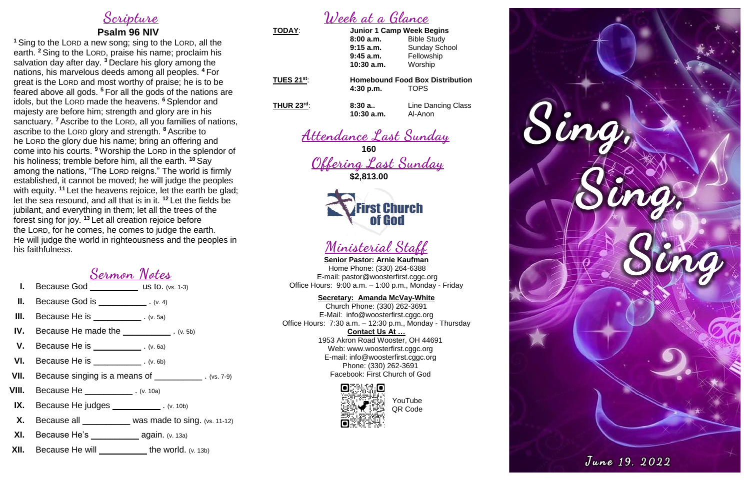## Scripture

### Psalm 96 NIV

[1] Sing to the LORD a new song; sing to the LORD, all the earth. [2] Sing to the LORD, praise his name; proclaim his salvation day after day. [3] Declare his glory among the nations, his marvelous deeds among all peoples. [4] For great is the LORD and most worthy of praise; he is to be feared above all gods. [5] For all the gods of the nations are idols, but the LORD made the heavens. [6] Splendor and majesty are before him; strength and glory are in his sanctuary. [7] Ascribe to the LORD, all you families of nations, ascribe to the LORD glory and strength. [8] Ascribe to he LORD the glory due his name; bring an offering and come into his courts. [9] Worship the LORD in the splendor of his holiness; tremble before him, all the earth. [10] Say among the nations, "The LORD reigns." The world is firmly established, it cannot be moved; he will judge the peoples with equity. [11] Let the heavens rejoice, let the earth be glad; let the sea resound, and all that is in it. [12] Let the fields be jubilant, and everything in them; let all the trees of the forest sing for joy. [13] Let all creation rejoice before the LORD, for he comes, he comes to judge the earth. He will judge the world in righteousness and the peoples in his faithfulness.

## Sermon Notes

- **I.** Because God __________ us to. (vs. 1-3)
- **II.** Because God is __________ . (v. 4)
- **III.** Because He is __________ . (v. 5a)
- **IV.** Because He made the __________ . (v. 5b)
- **V.** Because He is __________ . (v. 6a)
- **VI.** Because He is __________ . (v. 6b)
- **VII.** Because singing is a means of __________ . (vs. 7-9)
- **VIII.** Because He __________ . (v. 10a)
- **IX.** Because He judges __________ . (v. 10b)
- **X.** Because all __________ was made to sing. (vs. 11-12)
- **XI.** Because He's __________ again. (v. 13a)
- **XII.** Because He will __________ the world. (v. 13b)

## Week at a Glance

| | | |
|---|---|---|
| **TODAY**: | **Junior 1 Camp Week Begins** | |
| | **8:00 a.m.** | Bible Study |
| | **9:15 a.m.** | Sunday School |
| | **9:45 a.m.** | Fellowship |
| | **10:30 a.m.** | Worship |
| **TUES 21st**: | **Homebound Food Box Distribution** | |
| | **4:30 p.m.** | TOPS |
| **THUR 23rd**: | **8:30 a..** | Line Dancing Class |
| | **10:30 a.m.** | Al-Anon |

## Attendance Last Sunday

**160**

## Offering Last Sunday

**$2,813.00**

First Church of God

## Ministerial Staff

**Senior Pastor: Arnie Kaufman**
Home Phone: (330) 264-6388
E-mail: pastor@woosterfirst.cggc.org
Office Hours: 9:00 a.m. – 1:00 p.m., Monday - Friday

**Secretary: Amanda McVay-White**
Church Phone: (330) 262-3691
E-Mail: info@woosterfirst.cggc.org
Office Hours: 7:30 a.m. – 12:30 p.m., Monday - Thursday

**Contact Us At …**
1953 Akron Road Wooster, OH 44691
Web: www.woosterfirst.cggc.org
E-mail: info@woosterfirst.cggc.org
Phone: (330) 262-3691
Facebook: First Church of God

YouTube QR Code

# Sing, Sing, Sing

June 19, 2022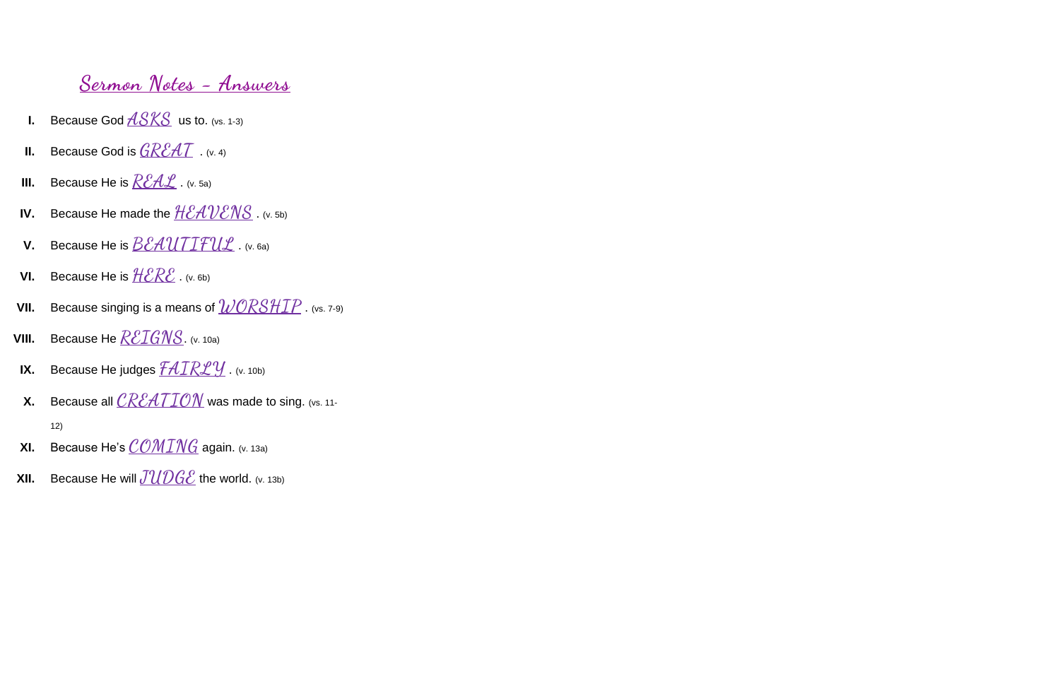## Sermon Notes – Answers

I. Because God ASKS us to. (vs. 1-3)

II. Because God is GREAT . (v. 4)

III. Because He is REAL . (v. 5a)

IV. Because He made the HEAVENS . (v. 5b)

V. Because He is BEAUTIFUL . (v. 6a)

VI. Because He is HERE . (v. 6b)

VII. Because singing is a means of WORSHIP . (vs. 7-9)

VIII. Because He REIGNS. (v. 10a)

IX. Because He judges FAIRLY . (v. 10b)

X. Because all CREATION was made to sing. (vs. 11-12)

XI. Because He's COMING again. (v. 13a)

XII. Because He will JUDGE the world. (v. 13b)